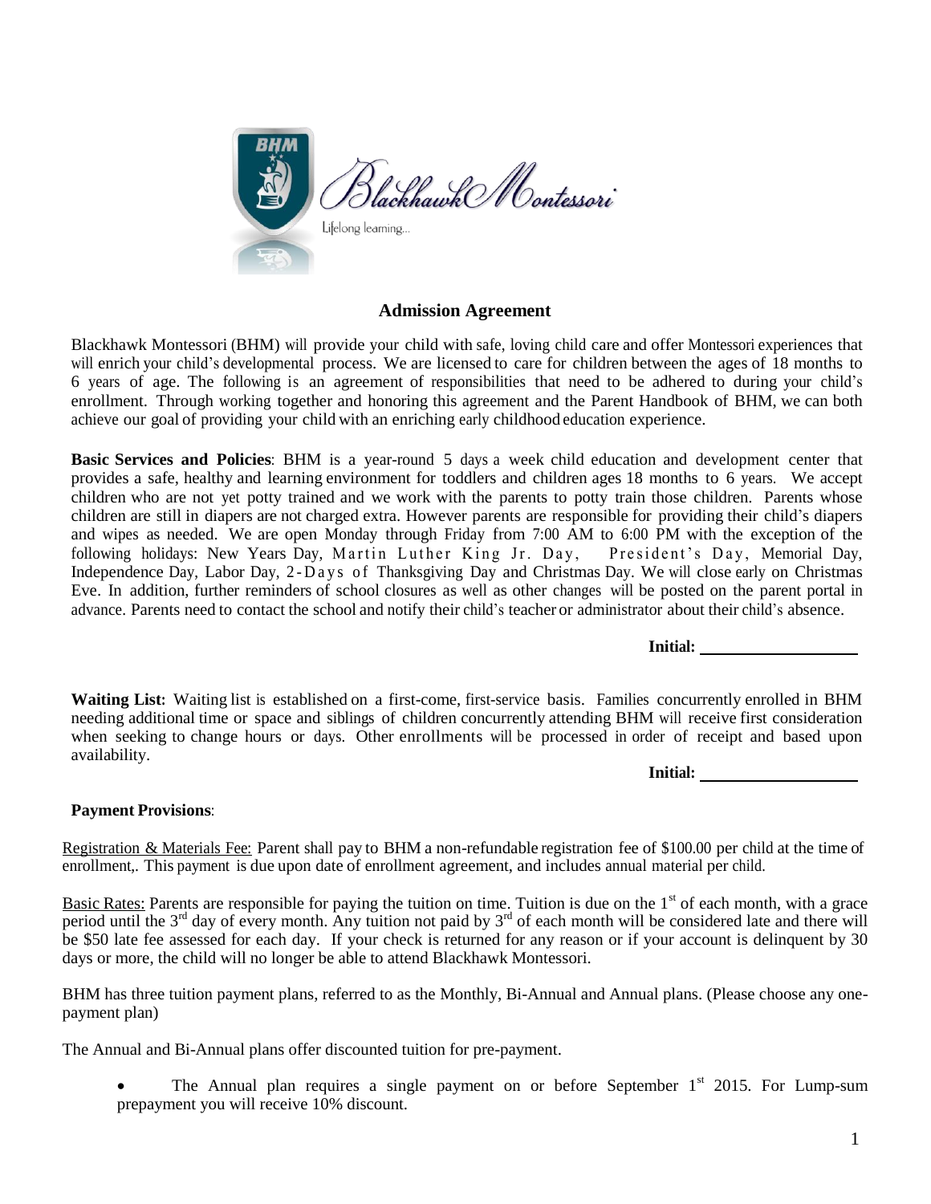Blackhawk Montessori

Lifelong learning...

## Admission Agreement

Blackhawk Montessori (BHM) will provide your child with safe, loving child care and offer Montessori experiences that will enrich your child's developmental process. We are licensed to care for children between the ages of 18 months to 6 years of age. The following is an agreement of responsibilities that need to be adhered to during your child's enrollment. Through working together and honoring this agreement and the Parent Handbook of BHM, we can both achieve our goal of providing your child with an enriching early childhood education experience.

**Basic Services and Policies**: BHM is a year-round 5 days a week child education and development center that provides a safe, healthy and learning environment for toddlers and children ages 18 months to 6 years. We accept children who are not yet potty trained and we work with the parents to potty train those children. Parents whose children are still in diapers are not charged extra. However parents are responsible for providing their child's diapers and wipes as needed. We are open Monday through Friday from 7:00 AM to 6:00 PM with the exception of the following holidays: New Years Day, Martin Luther King Jr. Day, President's Day, Memorial Day, Independence Day, Labor Day, 2-Days of Thanksgiving Day and Christmas Day. We will close early on Christmas Eve. In addition, further reminders of school closures as well as other changes will be posted on the parent portal in advance. Parents need to contact the school and notify their child's teacher or administrator about their child's absence.

**Initial:** ___________________

**Waiting List**: Waiting list is established on a first-come, first-service basis. Families concurrently enrolled in BHM needing additional time or space and siblings of children concurrently attending BHM will receive first consideration when seeking to change hours or days. Other enrollments will be processed in order of receipt and based upon availability.

**Initial:** ___________________

**Payment Provisions**:

Registration & Materials Fee: Parent shall pay to BHM a non-refundable registration fee of $100.00 per child at the time of enrollment,. This payment is due upon date of enrollment agreement, and includes annual material per child.

Basic Rates: Parents are responsible for paying the tuition on time. Tuition is due on the 1st of each month, with a grace period until the 3rd day of every month. Any tuition not paid by 3rd of each month will be considered late and there will be $50 late fee assessed for each day. If your check is returned for any reason or if your account is delinquent by 30 days or more, the child will no longer be able to attend Blackhawk Montessori.

BHM has three tuition payment plans, referred to as the Monthly, Bi-Annual and Annual plans. (Please choose any one-payment plan)

The Annual and Bi-Annual plans offer discounted tuition for pre-payment.

- The Annual plan requires a single payment on or before September 1st 2015. For Lump-sum prepayment you will receive 10% discount.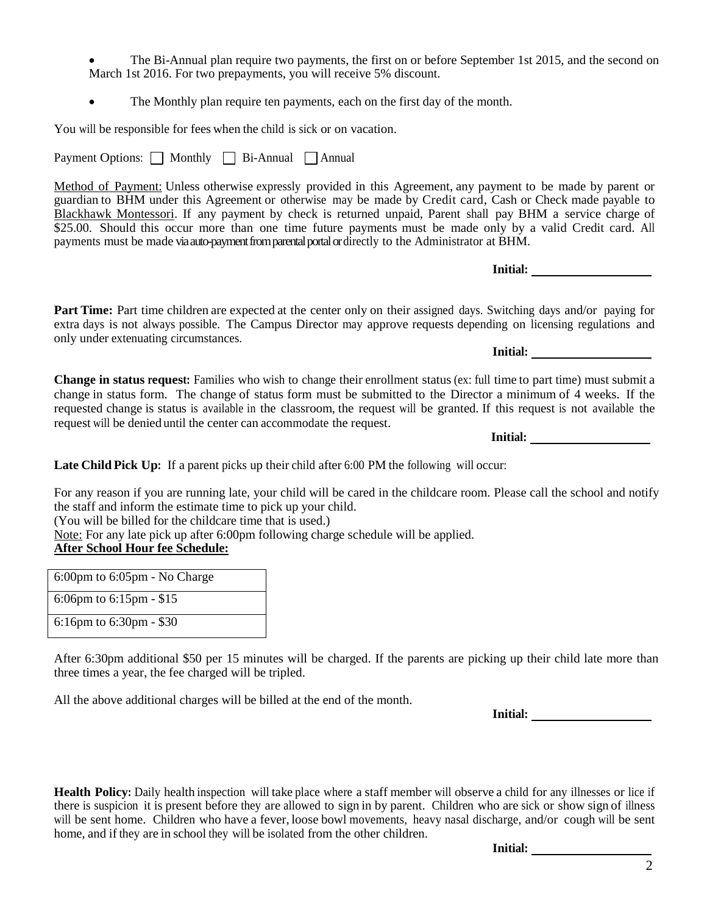- The Bi-Annual plan require two payments, the first on or before September 1st 2015, and the second on March 1st 2016. For two prepayments, you will receive 5% discount.
- The Monthly plan require ten payments, each on the first day of the month.

You will be responsible for fees when the child is sick or on vacation.

Payment Options: ☐ Monthly ☐ Bi-Annual ☐ Annual

Method of Payment: Unless otherwise expressly provided in this Agreement, any payment to be made by parent or guardian to BHM under this Agreement or otherwise may be made by Credit card, Cash or Check made payable to Blackhawk Montessori. If any payment by check is returned unpaid, Parent shall pay BHM a service charge of $25.00. Should this occur more than one time future payments must be made only by a valid Credit card. All payments must be made via auto-payment from parental portal or directly to the Administrator at BHM.

**Initial:** ____________________

**Part Time:** Part time children are expected at the center only on their assigned days. Switching days and/or paying for extra days is not always possible. The Campus Director may approve requests depending on licensing regulations and only under extenuating circumstances.

**Initial:** ____________________

**Change in status request:** Families who wish to change their enrollment status (ex: full time to part time) must submit a change in status form. The change of status form must be submitted to the Director a minimum of 4 weeks. If the requested change is status is available in the classroom, the request will be granted. If this request is not available the request will be denied until the center can accommodate the request.

**Initial:** ____________________

**Late Child Pick Up:** If a parent picks up their child after 6:00 PM the following will occur:

For any reason if you are running late, your child will be cared in the childcare room. Please call the school and notify the staff and inform the estimate time to pick up your child.
(You will be billed for the childcare time that is used.)
Note: For any late pick up after 6:00pm following charge schedule will be applied.

**After School Hour fee Schedule:**

| 6:00pm to 6:05pm - No Charge |
|---|
| 6:06pm to 6:15pm - $15 |
| 6:16pm to 6:30pm - $30 |

After 6:30pm additional $50 per 15 minutes will be charged. If the parents are picking up their child late more than three times a year, the fee charged will be tripled.

All the above additional charges will be billed at the end of the month.

**Initial:** ____________________

**Health Policy:** Daily health inspection will take place where a staff member will observe a child for any illnesses or lice if there is suspicion it is present before they are allowed to sign in by parent. Children who are sick or show sign of illness will be sent home. Children who have a fever, loose bowl movements, heavy nasal discharge, and/or cough will be sent home, and if they are in school they will be isolated from the other children.

**Initial:** ____________________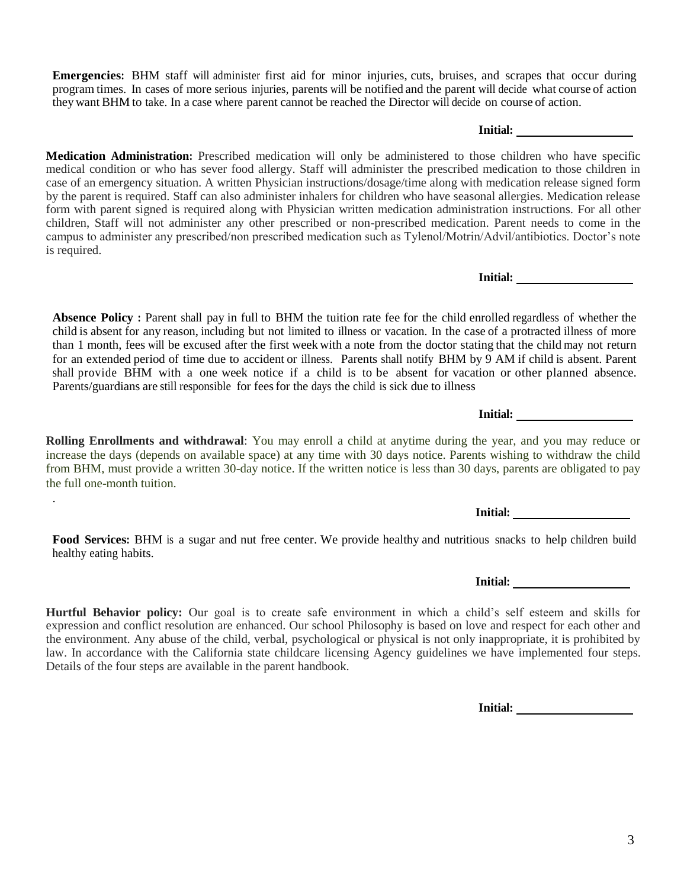**Emergencies:** BHM staff will administer first aid for minor injuries, cuts, bruises, and scrapes that occur during program times. In cases of more serious injuries, parents will be notified and the parent will decide what course of action they want BHM to take. In a case where parent cannot be reached the Director will decide on course of action.

**Initial:** ___________________

**Medication Administration:** Prescribed medication will only be administered to those children who have specific medical condition or who has sever food allergy. Staff will administer the prescribed medication to those children in case of an emergency situation. A written Physician instructions/dosage/time along with medication release signed form by the parent is required. Staff can also administer inhalers for children who have seasonal allergies. Medication release form with parent signed is required along with Physician written medication administration instructions. For all other children, Staff will not administer any other prescribed or non-prescribed medication. Parent needs to come in the campus to administer any prescribed/non prescribed medication such as Tylenol/Motrin/Advil/antibiotics. Doctor's note is required.

**Initial:** ___________________

**Absence Policy :** Parent shall pay in full to BHM the tuition rate fee for the child enrolled regardless of whether the child is absent for any reason, including but not limited to illness or vacation. In the case of a protracted illness of more than 1 month, fees will be excused after the first week with a note from the doctor stating that the child may not return for an extended period of time due to accident or illness. Parents shall notify BHM by 9 AM if child is absent. Parent shall provide BHM with a one week notice if a child is to be absent for vacation or other planned absence. Parents/guardians are still responsible for fees for the days the child is sick due to illness

**Initial:** ___________________

**Rolling Enrollments and withdrawal**: You may enroll a child at anytime during the year, and you may reduce or increase the days (depends on available space) at any time with 30 days notice. Parents wishing to withdraw the child from BHM, must provide a written 30-day notice. If the written notice is less than 30 days, parents are obligated to pay the full one-month tuition.

.

**Initial:** ___________________

**Food Services:** BHM is a sugar and nut free center. We provide healthy and nutritious snacks to help children build healthy eating habits.

**Initial:** ___________________

**Hurtful Behavior policy:** Our goal is to create safe environment in which a child's self esteem and skills for expression and conflict resolution are enhanced. Our school Philosophy is based on love and respect for each other and the environment. Any abuse of the child, verbal, psychological or physical is not only inappropriate, it is prohibited by law. In accordance with the California state childcare licensing Agency guidelines we have implemented four steps. Details of the four steps are available in the parent handbook.

**Initial:** ___________________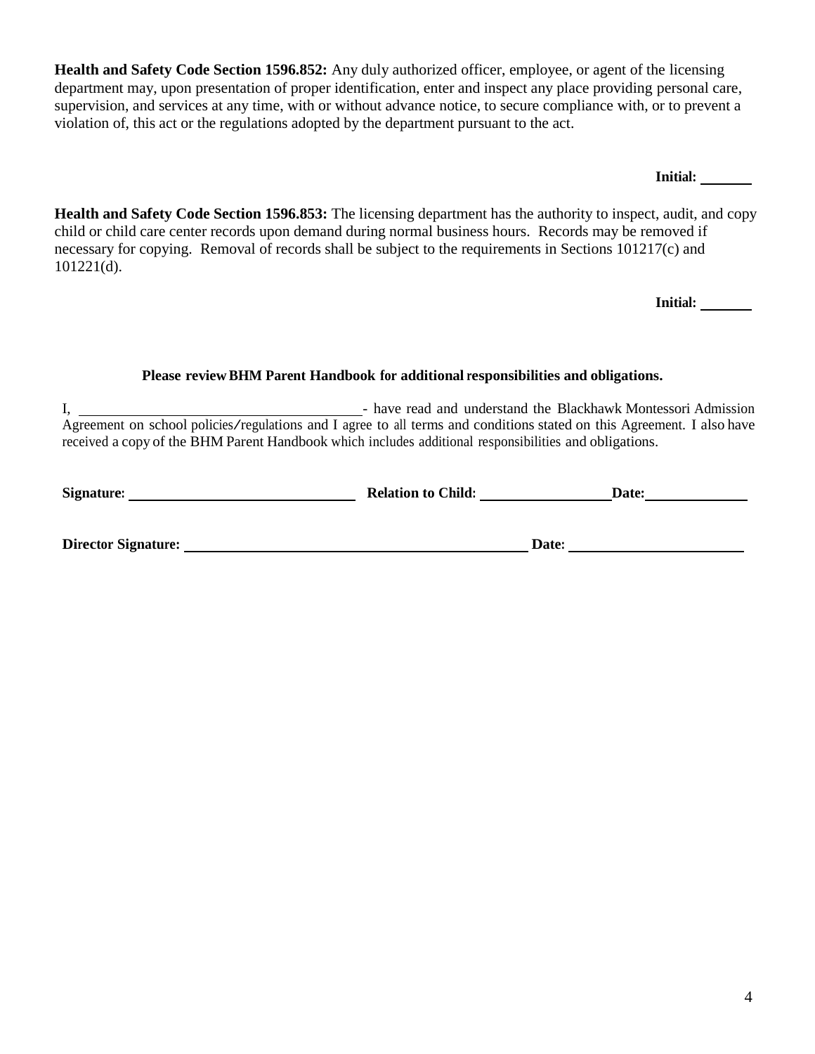**Health and Safety Code Section 1596.852:** Any duly authorized officer, employee, or agent of the licensing department may, upon presentation of proper identification, enter and inspect any place providing personal care, supervision, and services at any time, with or without advance notice, to secure compliance with, or to prevent a violation of, this act or the regulations adopted by the department pursuant to the act.

**Initial:** _______

**Health and Safety Code Section 1596.853:** The licensing department has the authority to inspect, audit, and copy child or child care center records upon demand during normal business hours. Records may be removed if necessary for copying. Removal of records shall be subject to the requirements in Sections 101217(c) and 101221(d).

**Initial:** _______

**Please review BHM Parent Handbook for additional responsibilities and obligations.**

I, ________________________________________- have read and understand the Blackhawk Montessori Admission Agreement on school policies/regulations and I agree to all terms and conditions stated on this Agreement. I also have received a copy of the BHM Parent Handbook which includes additional responsibilities and obligations.

**Signature:** ______________________________ **Relation to Child:** __________________ **Date:** ______________

**Director Signature:** ________________________________________________ **Date:** ________________________